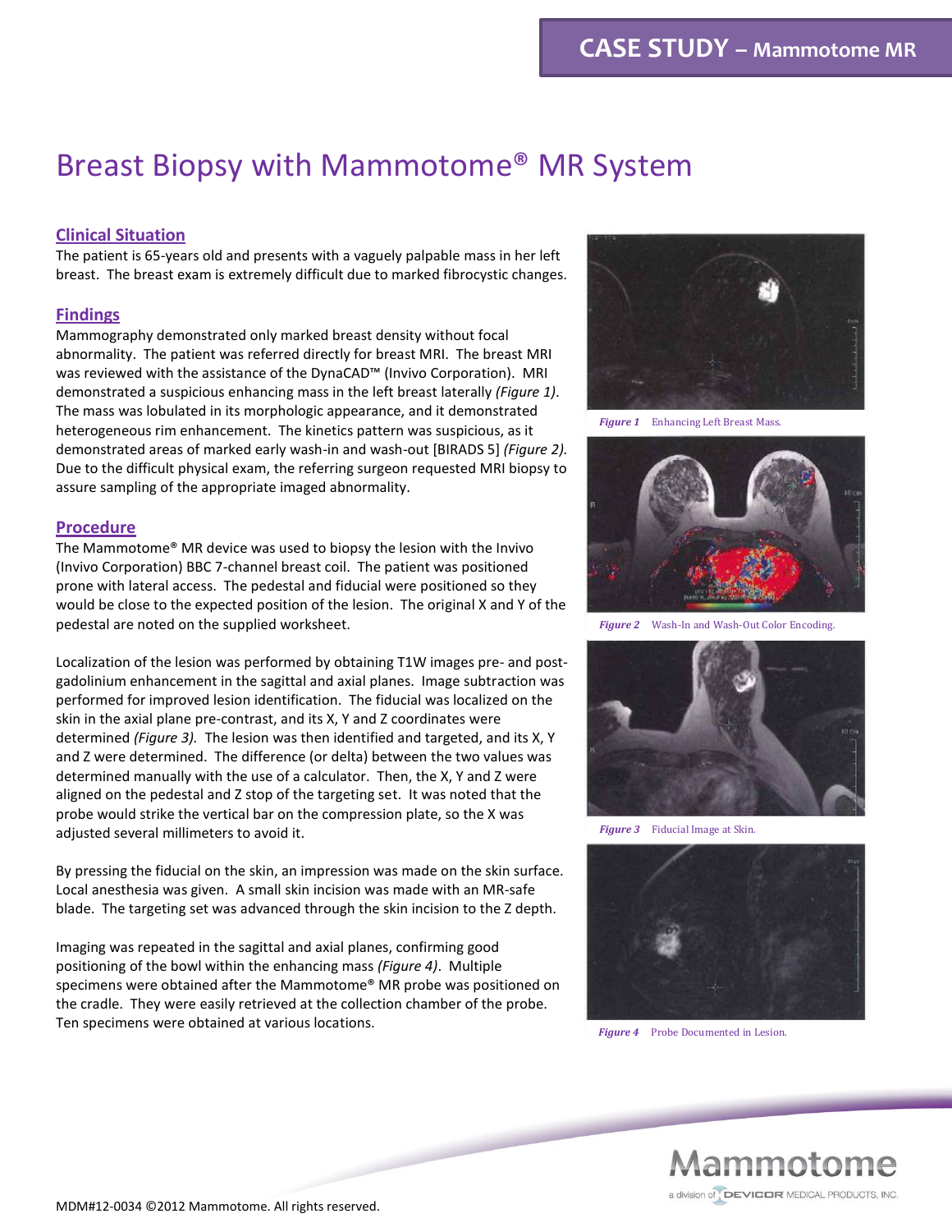**CASE STUDY – Mammotome MR**

# Breast Biopsy with Mammotome® MR System

## Clinical Situation

The patient is 65-years old and presents with a vaguely palpable mass in her left breast. The breast exam is extremely difficult due to marked fibrocystic changes.

## Findings

Mammography demonstrated only marked breast density without focal abnormality. The patient was referred directly for breast MRI. The breast MRI was reviewed with the assistance of the DynaCAD™ (Invivo Corporation). MRI demonstrated a suspicious enhancing mass in the left breast laterally *(Figure 1)*. The mass was lobulated in its morphologic appearance, and it demonstrated heterogeneous rim enhancement. The kinetics pattern was suspicious, as it demonstrated areas of marked early wash-in and wash-out [BIRADS 5] *(Figure 2).* Due to the difficult physical exam, the referring surgeon requested MRI biopsy to assure sampling of the appropriate imaged abnormality.

## Procedure

The Mammotome® MR device was used to biopsy the lesion with the Invivo (Invivo Corporation) BBC 7-channel breast coil. The patient was positioned prone with lateral access. The pedestal and fiducial were positioned so they would be close to the expected position of the lesion. The original X and Y of the pedestal are noted on the supplied worksheet.

Localization of the lesion was performed by obtaining T1W images pre- and post-gadolinium enhancement in the sagittal and axial planes. Image subtraction was performed for improved lesion identification. The fiducial was localized on the skin in the axial plane pre-contrast, and its X, Y and Z coordinates were determined *(Figure 3).* The lesion was then identified and targeted, and its X, Y and Z were determined. The difference (or delta) between the two values was determined manually with the use of a calculator. Then, the X, Y and Z were aligned on the pedestal and Z stop of the targeting set. It was noted that the probe would strike the vertical bar on the compression plate, so the X was adjusted several millimeters to avoid it.

By pressing the fiducial on the skin, an impression was made on the skin surface. Local anesthesia was given. A small skin incision was made with an MR-safe blade. The targeting set was advanced through the skin incision to the Z depth.

Imaging was repeated in the sagittal and axial planes, confirming good positioning of the bowl within the enhancing mass *(Figure 4)*. Multiple specimens were obtained after the Mammotome® MR probe was positioned on the cradle. They were easily retrieved at the collection chamber of the probe. Ten specimens were obtained at various locations.

***Figure 1*** Enhancing Left Breast Mass.

***Figure 2*** Wash-In and Wash-Out Color Encoding.

***Figure 3*** Fiducial Image at Skin.

***Figure 4*** Probe Documented in Lesion.

Mammotome
a division of DEVICOR MEDICAL PRODUCTS, INC.

MDM#12-0034 ©2012 Mammotome. All rights reserved.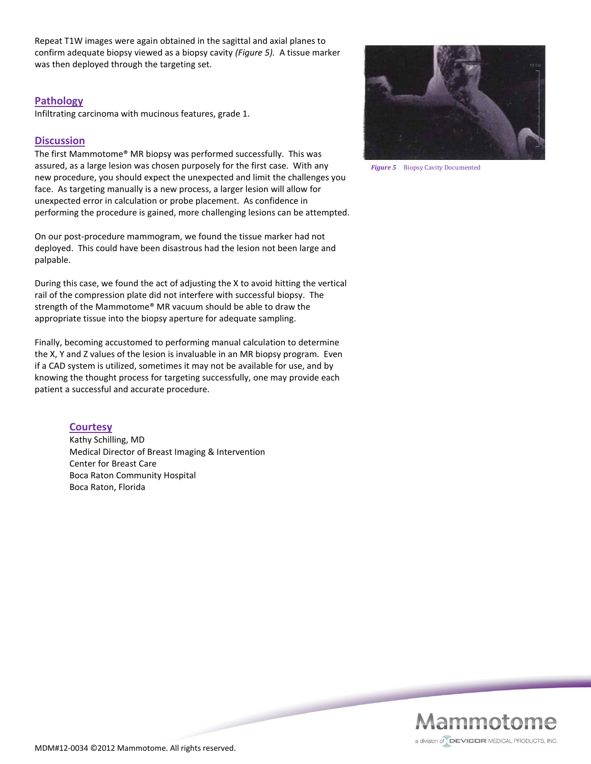Repeat T1W images were again obtained in the sagittal and axial planes to confirm adequate biopsy viewed as a biopsy cavity *(Figure 5)*. A tissue marker was then deployed through the targeting set.

*Figure 5* Biopsy Cavity Documented

## Pathology

Infiltrating carcinoma with mucinous features, grade 1.

## Discussion

The first Mammotome® MR biopsy was performed successfully. This was assured, as a large lesion was chosen purposely for the first case. With any new procedure, you should expect the unexpected and limit the challenges you face. As targeting manually is a new process, a larger lesion will allow for unexpected error in calculation or probe placement. As confidence in performing the procedure is gained, more challenging lesions can be attempted.

On our post-procedure mammogram, we found the tissue marker had not deployed. This could have been disastrous had the lesion not been large and palpable.

During this case, we found the act of adjusting the X to avoid hitting the vertical rail of the compression plate did not interfere with successful biopsy. The strength of the Mammotome® MR vacuum should be able to draw the appropriate tissue into the biopsy aperture for adequate sampling.

Finally, becoming accustomed to performing manual calculation to determine the X, Y and Z values of the lesion is invaluable in an MR biopsy program. Even if a CAD system is utilized, sometimes it may not be available for use, and by knowing the thought process for targeting successfully, one may provide each patient a successful and accurate procedure.

## Courtesy

Kathy Schilling, MD
Medical Director of Breast Imaging & Intervention
Center for Breast Care
Boca Raton Community Hospital
Boca Raton, Florida

MDM#12-0034 ©2012 Mammotome. All rights reserved.

Mammotome
a division of DEVICOR MEDICAL PRODUCTS, INC.